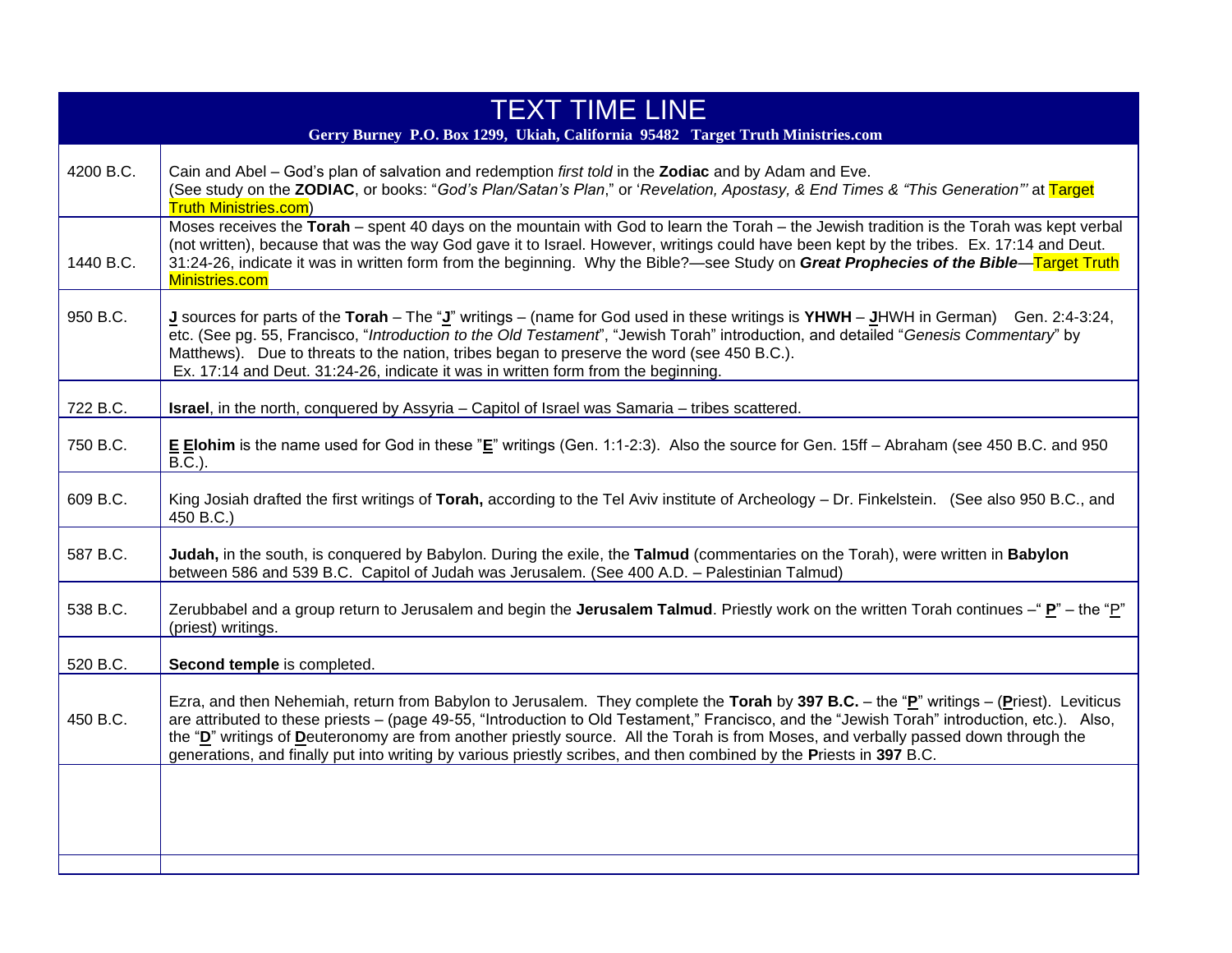# TEXT TIME LINE

**Gerry Burney P.O. Box 1299, Ukiah, California 95482 Target Truth Ministries.com**

| Date | Event |
|---|---|
| 4200 B.C. | Cain and Abel – God's plan of salvation and redemption *first told* in the **Zodiac** and by Adam and Eve. (See study on the **ZODIAC**, or books: "*God's Plan/Satan's Plan*," or '*Revelation, Apostasy, & End Times & "This Generation"'* at Target Truth Ministries.com) |
| 1440 B.C. | Moses receives the **Torah** – spent 40 days on the mountain with God to learn the Torah – the Jewish tradition is the Torah was kept verbal (not written), because that was the way God gave it to Israel. However, writings could have been kept by the tribes. Ex. 17:14 and Deut. 31:24-26, indicate it was in written form from the beginning. Why the Bible?—see Study on ***Great Prophecies of the Bible***—Target Truth Ministries.com |
| 950 B.C. | **J** sources for parts of the **Torah** – The "**J**" writings – (name for God used in these writings is **YHWH** – **J**HWH in German) Gen. 2:4-3:24, etc. (See pg. 55, Francisco, "*Introduction to the Old Testament*", "Jewish Torah" introduction, and detailed "*Genesis Commentary*" by Matthews). Due to threats to the nation, tribes began to preserve the word (see 450 B.C.). Ex. 17:14 and Deut. 31:24-26, indicate it was in written form from the beginning. |
| 722 B.C. | **Israel**, in the north, conquered by Assyria – Capitol of Israel was Samaria – tribes scattered. |
| 750 B.C. | **E Elohim** is the name used for God in these "**E**" writings (Gen. 1:1-2:3). Also the source for Gen. 15ff – Abraham (see 450 B.C. and 950 B.C.). |
| 609 B.C. | King Josiah drafted the first writings of **Torah,** according to the Tel Aviv institute of Archeology – Dr. Finkelstein. (See also 950 B.C., and 450 B.C.) |
| 587 B.C. | **Judah,** in the south, is conquered by Babylon. During the exile, the **Talmud** (commentaries on the Torah), were written in **Babylon** between 586 and 539 B.C. Capitol of Judah was Jerusalem. (See 400 A.D. – Palestinian Talmud) |
| 538 B.C. | Zerubbabel and a group return to Jerusalem and begin the **Jerusalem Talmud**. Priestly work on the written Torah continues –" **P**" – the "P" (priest) writings. |
| 520 B.C. | **Second temple** is completed. |
| 450 B.C. | Ezra, and then Nehemiah, return from Babylon to Jerusalem. They complete the **Torah** by **397 B.C.** – the "**P**" writings – (**P**riest). Leviticus are attributed to these priests – (page 49-55, "Introduction to Old Testament," Francisco, and the "Jewish Torah" introduction, etc.). Also, the "**D**" writings of **D**euteronomy are from another priestly source. All the Torah is from Moses, and verbally passed down through the generations, and finally put into writing by various priestly scribes, and then combined by the **P**riests in **397** B.C. |
| | |
| | |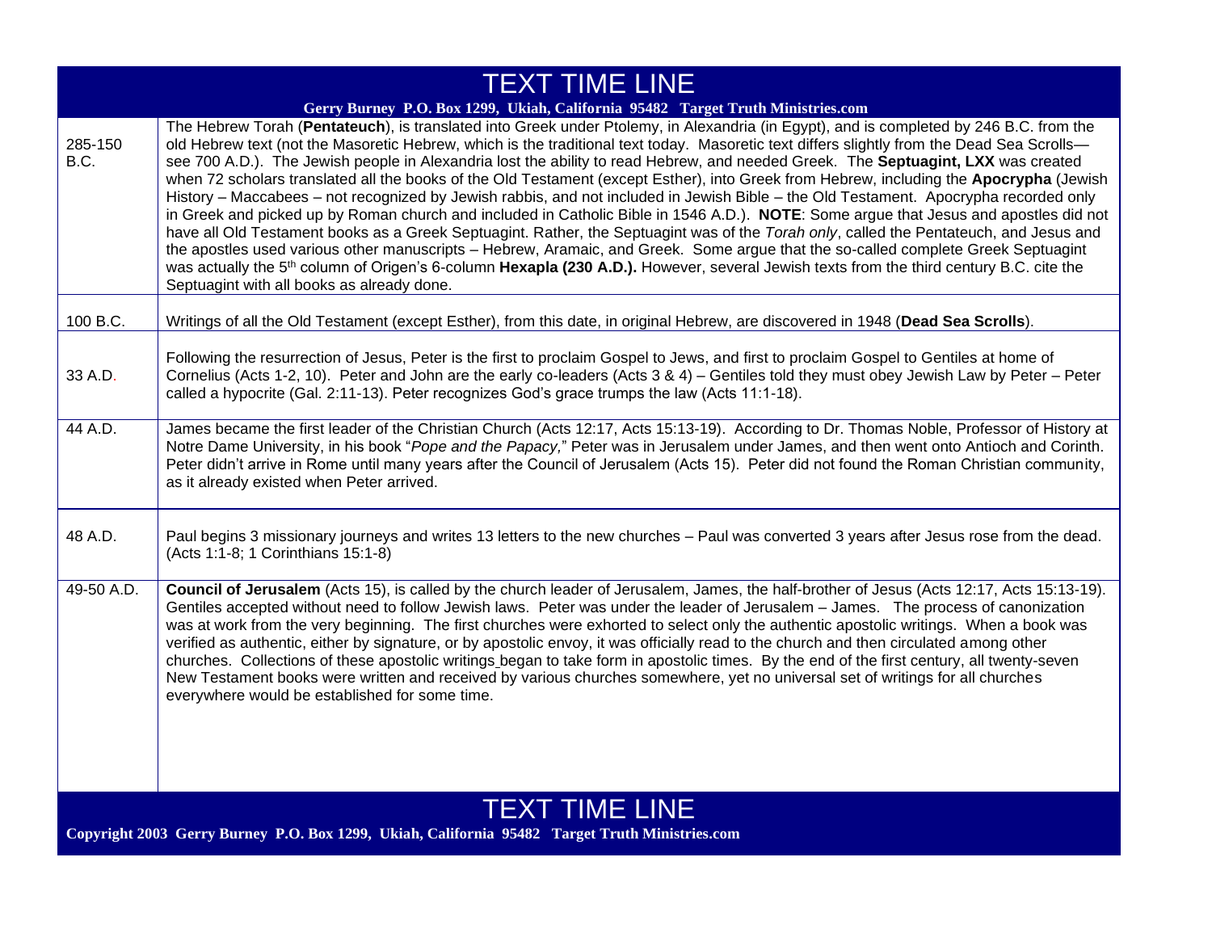# TEXT TIME LINE

| | |
|---|---|
| 285-150 B.C. | The Hebrew Torah (**Pentateuch**), is translated into Greek under Ptolemy, in Alexandria (in Egypt), and is completed by 246 B.C. from the old Hebrew text (not the Masoretic Hebrew, which is the traditional text today. Masoretic text differs slightly from the Dead Sea Scrolls—see 700 A.D.). The Jewish people in Alexandria lost the ability to read Hebrew, and needed Greek. The **Septuagint, LXX** was created when 72 scholars translated all the books of the Old Testament (except Esther), into Greek from Hebrew, including the **Apocrypha** (Jewish History – Maccabees – not recognized by Jewish rabbis, and not included in Jewish Bible – the Old Testament. Apocrypha recorded only in Greek and picked up by Roman church and included in Catholic Bible in 1546 A.D.). **NOTE**: Some argue that Jesus and apostles did not have all Old Testament books as a Greek Septuagint. Rather, the Septuagint was of the *Torah only*, called the Pentateuch, and Jesus and the apostles used various other manuscripts – Hebrew, Aramaic, and Greek. Some argue that the so-called complete Greek Septuagint was actually the 5th column of Origen's 6-column **Hexapla (230 A.D.).** However, several Jewish texts from the third century B.C. cite the Septuagint with all books as already done. |
| 100 B.C. | Writings of all the Old Testament (except Esther), from this date, in original Hebrew, are discovered in 1948 (**Dead Sea Scrolls**). |
| 33 A.D. | Following the resurrection of Jesus, Peter is the first to proclaim Gospel to Jews, and first to proclaim Gospel to Gentiles at home of Cornelius (Acts 1-2, 10). Peter and John are the early co-leaders (Acts 3 & 4) – Gentiles told they must obey Jewish Law by Peter – Peter called a hypocrite (Gal. 2:11-13). Peter recognizes God's grace trumps the law (Acts 11:1-18). |
| 44 A.D. | James became the first leader of the Christian Church (Acts 12:17, Acts 15:13-19). According to Dr. Thomas Noble, Professor of History at Notre Dame University, in his book "*Pope and the Papacy,*" Peter was in Jerusalem under James, and then went onto Antioch and Corinth. Peter didn't arrive in Rome until many years after the Council of Jerusalem (Acts 15). Peter did not found the Roman Christian community, as it already existed when Peter arrived. |
| 48 A.D. | Paul begins 3 missionary journeys and writes 13 letters to the new churches – Paul was converted 3 years after Jesus rose from the dead. (Acts 1:1-8; 1 Corinthians 15:1-8) |
| 49-50 A.D. | **Council of Jerusalem** (Acts 15), is called by the church leader of Jerusalem, James, the half-brother of Jesus (Acts 12:17, Acts 15:13-19). Gentiles accepted without need to follow Jewish laws. Peter was under the leader of Jerusalem – James. The process of canonization was at work from the very beginning. The first churches were exhorted to select only the authentic apostolic writings. When a book was verified as authentic, either by signature, or by apostolic envoy, it was officially read to the church and then circulated among other churches. Collections of these apostolic writings began to take form in apostolic times. By the end of the first century, all twenty-seven New Testament books were written and received by various churches somewhere, yet no universal set of writings for all churches everywhere would be established for some time. |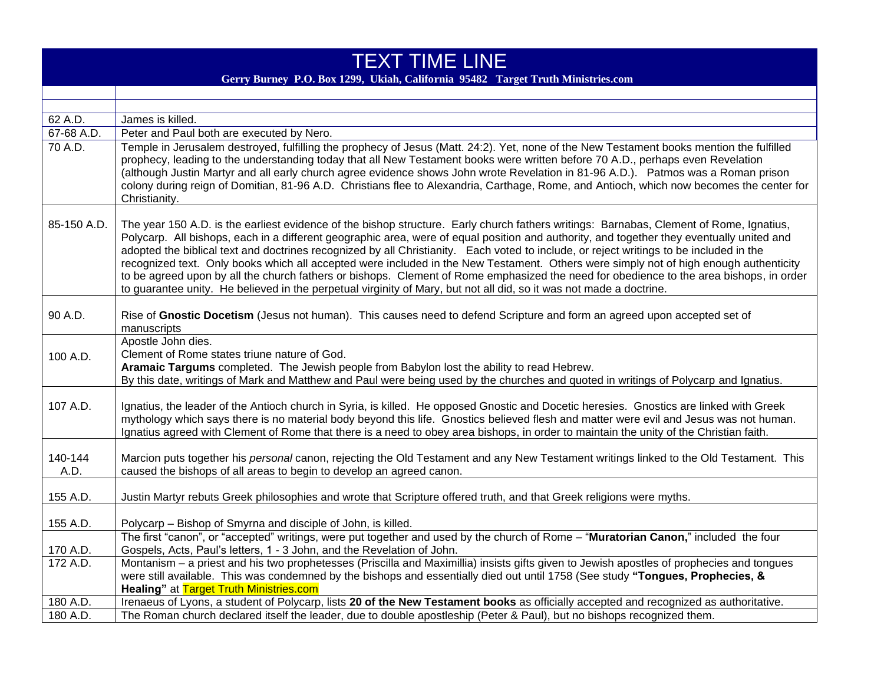# TEXT TIME LINE

**Gerry Burney P.O. Box 1299, Ukiah, California 95482 Target Truth Ministries.com**

| | |
|---|---|
| | |
| | |
| 62 A.D. | James is killed. |
| 67-68 A.D. | Peter and Paul both are executed by Nero. |
| 70 A.D. | Temple in Jerusalem destroyed, fulfilling the prophecy of Jesus (Matt. 24:2). Yet, none of the New Testament books mention the fulfilled prophecy, leading to the understanding today that all New Testament books were written before 70 A.D., perhaps even Revelation (although Justin Martyr and all early church agree evidence shows John wrote Revelation in 81-96 A.D.). Patmos was a Roman prison colony during reign of Domitian, 81-96 A.D. Christians flee to Alexandria, Carthage, Rome, and Antioch, which now becomes the center for Christianity. |
| 85-150 A.D. | The year 150 A.D. is the earliest evidence of the bishop structure. Early church fathers writings: Barnabas, Clement of Rome, Ignatius, Polycarp. All bishops, each in a different geographic area, were of equal position and authority, and together they eventually united and adopted the biblical text and doctrines recognized by all Christianity. Each voted to include, or reject writings to be included in the recognized text. Only books which all accepted were included in the New Testament. Others were simply not of high enough authenticity to be agreed upon by all the church fathers or bishops. Clement of Rome emphasized the need for obedience to the area bishops, in order to guarantee unity. He believed in the perpetual virginity of Mary, but not all did, so it was not made a doctrine. |
| 90 A.D. | Rise of **Gnostic Docetism** (Jesus not human). This causes need to defend Scripture and form an agreed upon accepted set of manuscripts |
| 100 A.D. | Apostle John dies.<br>Clement of Rome states triune nature of God.<br>**Aramaic Targums** completed. The Jewish people from Babylon lost the ability to read Hebrew.<br>By this date, writings of Mark and Matthew and Paul were being used by the churches and quoted in writings of Polycarp and Ignatius. |
| 107 A.D. | Ignatius, the leader of the Antioch church in Syria, is killed. He opposed Gnostic and Docetic heresies. Gnostics are linked with Greek mythology which says there is no material body beyond this life. Gnostics believed flesh and matter were evil and Jesus was not human. Ignatius agreed with Clement of Rome that there is a need to obey area bishops, in order to maintain the unity of the Christian faith. |
| 140-144 A.D. | Marcion puts together his *personal* canon, rejecting the Old Testament and any New Testament writings linked to the Old Testament. This caused the bishops of all areas to begin to develop an agreed canon. |
| 155 A.D. | Justin Martyr rebuts Greek philosophies and wrote that Scripture offered truth, and that Greek religions were myths. |
| 155 A.D. | Polycarp – Bishop of Smyrna and disciple of John, is killed. |
| 170 A.D. | The first "canon", or "accepted" writings, were put together and used by the church of Rome – "**Muratorian Canon,**" included the four Gospels, Acts, Paul's letters, 1 - 3 John, and the Revelation of John. |
| 172 A.D. | Montanism – a priest and his two prophetesses (Priscilla and Maximillia) insists gifts given to Jewish apostles of prophecies and tongues were still available. This was condemned by the bishops and essentially died out until 1758 (See study **"Tongues, Prophecies, & Healing"** at Target Truth Ministries.com |
| 180 A.D. | Irenaeus of Lyons, a student of Polycarp, lists **20 of the New Testament books** as officially accepted and recognized as authoritative. |
| 180 A.D. | The Roman church declared itself the leader, due to double apostleship (Peter & Paul), but no bishops recognized them. |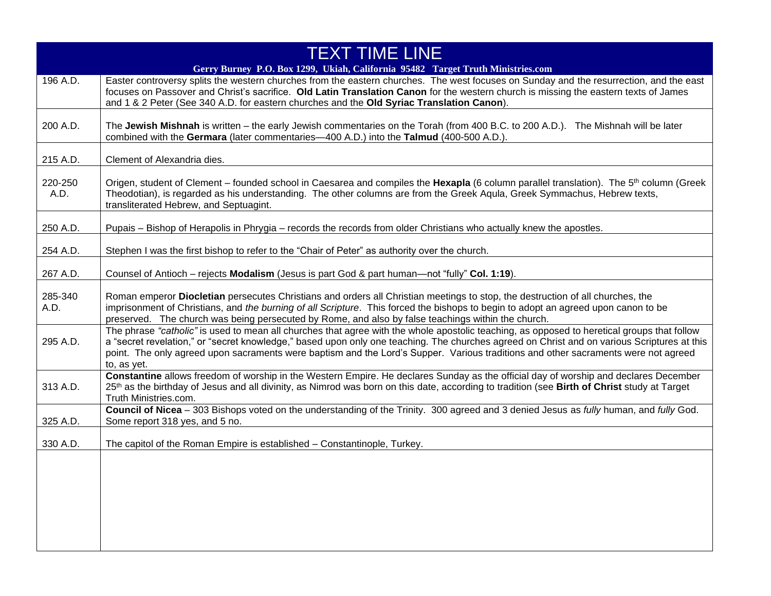| TEXT TIME LINE | |
|---|---|
| **Gerry Burney P.O. Box 1299, Ukiah, California 95482 Target Truth Ministries.com** | |
| 196 A.D. | Easter controversy splits the western churches from the eastern churches. The west focuses on Sunday and the resurrection, and the east focuses on Passover and Christ's sacrifice. **Old Latin Translation Canon** for the western church is missing the eastern texts of James and 1 & 2 Peter (See 340 A.D. for eastern churches and the **Old Syriac Translation Canon**). |
| 200 A.D. | The **Jewish Mishnah** is written – the early Jewish commentaries on the Torah (from 400 B.C. to 200 A.D.). The Mishnah will be later combined with the **Germara** (later commentaries—400 A.D.) into the **Talmud** (400-500 A.D.). |
| 215 A.D. | Clement of Alexandria dies. |
| 220-250 A.D. | Origen, student of Clement – founded school in Caesarea and compiles the **Hexapla** (6 column parallel translation). The 5th column (Greek Theodotian), is regarded as his understanding. The other columns are from the Greek Aqula, Greek Symmachus, Hebrew texts, transliterated Hebrew, and Septuagint. |
| 250 A.D. | Pupais – Bishop of Herapolis in Phrygia – records the records from older Christians who actually knew the apostles. |
| 254 A.D. | Stephen I was the first bishop to refer to the "Chair of Peter" as authority over the church. |
| 267 A.D. | Counsel of Antioch – rejects **Modalism** (Jesus is part God & part human—not "fully" **Col. 1:19**). |
| 285-340 A.D. | Roman emperor **Diocletian** persecutes Christians and orders all Christian meetings to stop, the destruction of all churches, the imprisonment of Christians, and *the burning of all Scripture*. This forced the bishops to begin to adopt an agreed upon canon to be preserved. The church was being persecuted by Rome, and also by false teachings within the church. |
| 295 A.D. | The phrase *"catholic"* is used to mean all churches that agree with the whole apostolic teaching, as opposed to heretical groups that follow a "secret revelation," or "secret knowledge," based upon only one teaching. The churches agreed on Christ and on various Scriptures at this point. The only agreed upon sacraments were baptism and the Lord's Supper. Various traditions and other sacraments were not agreed to, as yet. |
| 313 A.D. | **Constantine** allows freedom of worship in the Western Empire. He declares Sunday as the official day of worship and declares December 25th as the birthday of Jesus and all divinity, as Nimrod was born on this date, according to tradition (see **Birth of Christ** study at Target Truth Ministries.com. |
| 325 A.D. | **Council of Nicea** – 303 Bishops voted on the understanding of the Trinity. 300 agreed and 3 denied Jesus as *fully* human, and *fully* God. Some report 318 yes, and 5 no. |
| 330 A.D. | The capitol of the Roman Empire is established – Constantinople, Turkey. |
| | |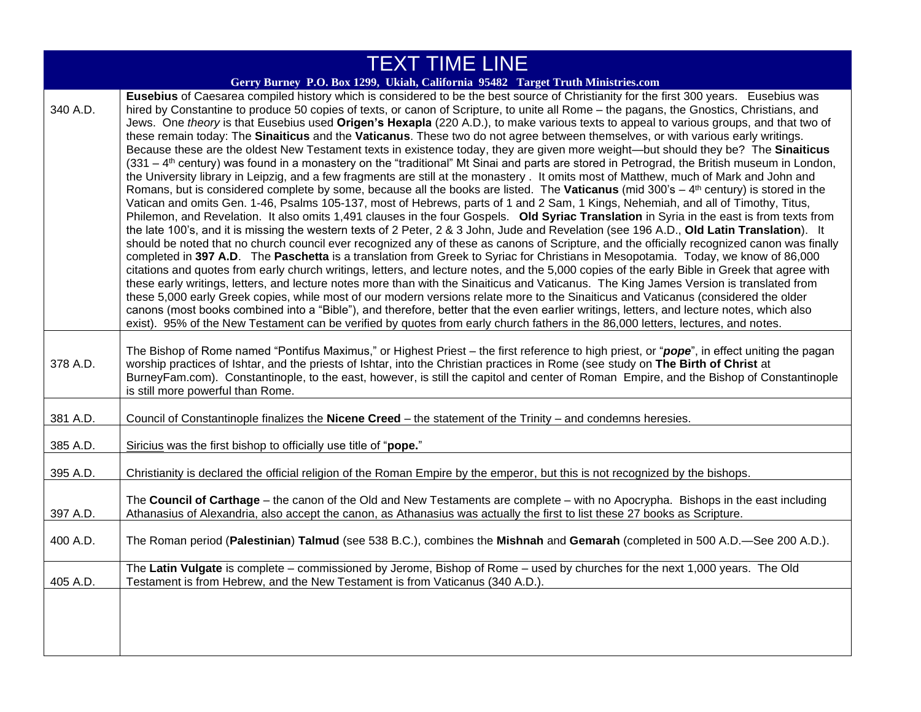# TEXT TIME LINE

**Gerry Burney P.O. Box 1299, Ukiah, California 95482 Target Truth Ministries.com**

| | |
|---|---|
| 340 A.D. | **Eusebius** of Caesarea compiled history which is considered to be the best source of Christianity for the first 300 years. Eusebius was hired by Constantine to produce 50 copies of texts, or canon of Scripture, to unite all Rome – the pagans, the Gnostics, Christians, and Jews. One *theory* is that Eusebius used **Origen's Hexapla** (220 A.D.), to make various texts to appeal to various groups, and that two of these remain today: The **Sinaiticus** and the **Vaticanus**. These two do not agree between themselves, or with various early writings. Because these are the oldest New Testament texts in existence today, they are given more weight—but should they be? The **Sinaiticus** (331 – 4th century) was found in a monastery on the "traditional" Mt Sinai and parts are stored in Petrograd, the British museum in London, the University library in Leipzig, and a few fragments are still at the monastery . It omits most of Matthew, much of Mark and John and Romans, but is considered complete by some, because all the books are listed. The **Vaticanus** (mid 300's – 4th century) is stored in the Vatican and omits Gen. 1-46, Psalms 105-137, most of Hebrews, parts of 1 and 2 Sam, 1 Kings, Nehemiah, and all of Timothy, Titus, Philemon, and Revelation. It also omits 1,491 clauses in the four Gospels. **Old Syriac Translation** in Syria in the east is from texts from the late 100's, and it is missing the western texts of 2 Peter, 2 & 3 John, Jude and Revelation (see 196 A.D., **Old Latin Translation**). It should be noted that no church council ever recognized any of these as canons of Scripture, and the officially recognized canon was finally completed in **397 A.D**. The **Paschetta** is a translation from Greek to Syriac for Christians in Mesopotamia. Today, we know of 86,000 citations and quotes from early church writings, letters, and lecture notes, and the 5,000 copies of the early Bible in Greek that agree with these early writings, letters, and lecture notes more than with the Sinaiticus and Vaticanus. The King James Version is translated from these 5,000 early Greek copies, while most of our modern versions relate more to the Sinaiticus and Vaticanus (considered the older canons (most books combined into a "Bible"), and therefore, better that the even earlier writings, letters, and lecture notes, which also exist). 95% of the New Testament can be verified by quotes from early church fathers in the 86,000 letters, lectures, and notes. |
| 378 A.D. | The Bishop of Rome named "Pontifus Maximus," or Highest Priest – the first reference to high priest, or "***pope***", in effect uniting the pagan worship practices of Ishtar, and the priests of Ishtar, into the Christian practices in Rome (see study on **The Birth of Christ** at BurneyFam.com). Constantinople, to the east, however, is still the capitol and center of Roman Empire, and the Bishop of Constantinople is still more powerful than Rome. |
| 381 A.D. | Council of Constantinople finalizes the **Nicene Creed** – the statement of the Trinity – and condemns heresies. |
| 385 A.D. | Siricius was the first bishop to officially use title of "**pope.**" |
| 395 A.D. | Christianity is declared the official religion of the Roman Empire by the emperor, but this is not recognized by the bishops. |
| 397 A.D. | The **Council of Carthage** – the canon of the Old and New Testaments are complete – with no Apocrypha. Bishops in the east including Athanasius of Alexandria, also accept the canon, as Athanasius was actually the first to list these 27 books as Scripture. |
| 400 A.D. | The Roman period (**Palestinian**) **Talmud** (see 538 B.C.), combines the **Mishnah** and **Gemarah** (completed in 500 A.D.—See 200 A.D.). |
| 405 A.D. | The **Latin Vulgate** is complete – commissioned by Jerome, Bishop of Rome – used by churches for the next 1,000 years. The Old Testament is from Hebrew, and the New Testament is from Vaticanus (340 A.D.). |
| | |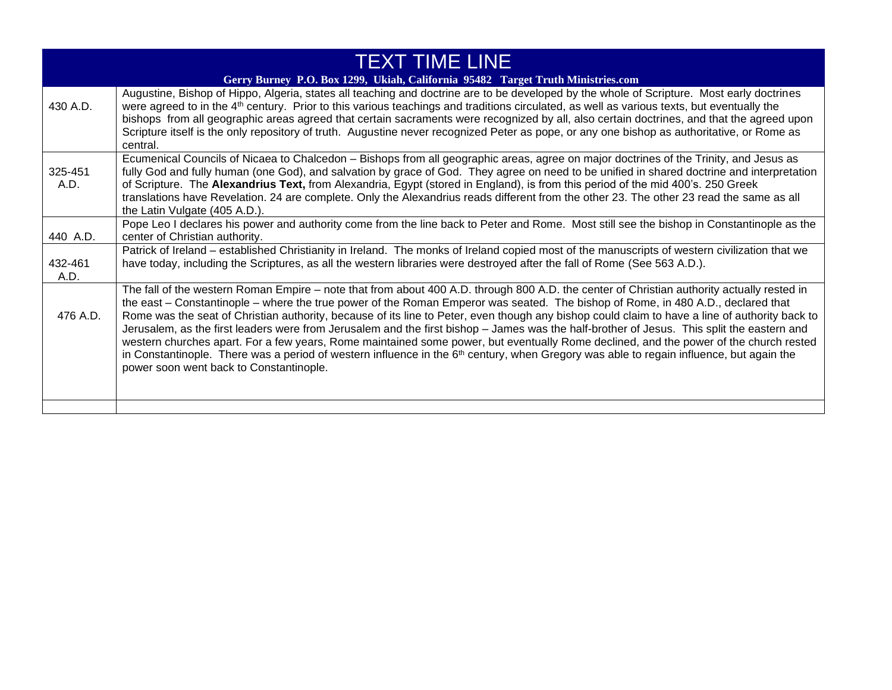# TEXT TIME LINE

**Gerry Burney P.O. Box 1299, Ukiah, California 95482 Target Truth Ministries.com**

| | |
|---|---|
| 430 A.D. | Augustine, Bishop of Hippo, Algeria, states all teaching and doctrine are to be developed by the whole of Scripture. Most early doctrines were agreed to in the 4th century. Prior to this various teachings and traditions circulated, as well as various texts, but eventually the bishops from all geographic areas agreed that certain sacraments were recognized by all, also certain doctrines, and that the agreed upon Scripture itself is the only repository of truth. Augustine never recognized Peter as pope, or any one bishop as authoritative, or Rome as central. |
| 325-451 A.D. | Ecumenical Councils of Nicaea to Chalcedon – Bishops from all geographic areas, agree on major doctrines of the Trinity, and Jesus as fully God and fully human (one God), and salvation by grace of God. They agree on need to be unified in shared doctrine and interpretation of Scripture. The **Alexandrius Text,** from Alexandria, Egypt (stored in England), is from this period of the mid 400's. 250 Greek translations have Revelation. 24 are complete. Only the Alexandrius reads different from the other 23. The other 23 read the same as all the Latin Vulgate (405 A.D.). |
| 440 A.D. | Pope Leo I declares his power and authority come from the line back to Peter and Rome. Most still see the bishop in Constantinople as the center of Christian authority. |
| 432-461 A.D. | Patrick of Ireland – established Christianity in Ireland. The monks of Ireland copied most of the manuscripts of western civilization that we have today, including the Scriptures, as all the western libraries were destroyed after the fall of Rome (See 563 A.D.). |
| 476 A.D. | The fall of the western Roman Empire – note that from about 400 A.D. through 800 A.D. the center of Christian authority actually rested in the east – Constantinople – where the true power of the Roman Emperor was seated. The bishop of Rome, in 480 A.D., declared that Rome was the seat of Christian authority, because of its line to Peter, even though any bishop could claim to have a line of authority back to Jerusalem, as the first leaders were from Jerusalem and the first bishop – James was the half-brother of Jesus. This split the eastern and western churches apart. For a few years, Rome maintained some power, but eventually Rome declined, and the power of the church rested in Constantinople. There was a period of western influence in the 6th century, when Gregory was able to regain influence, but again the power soon went back to Constantinople. |
| | |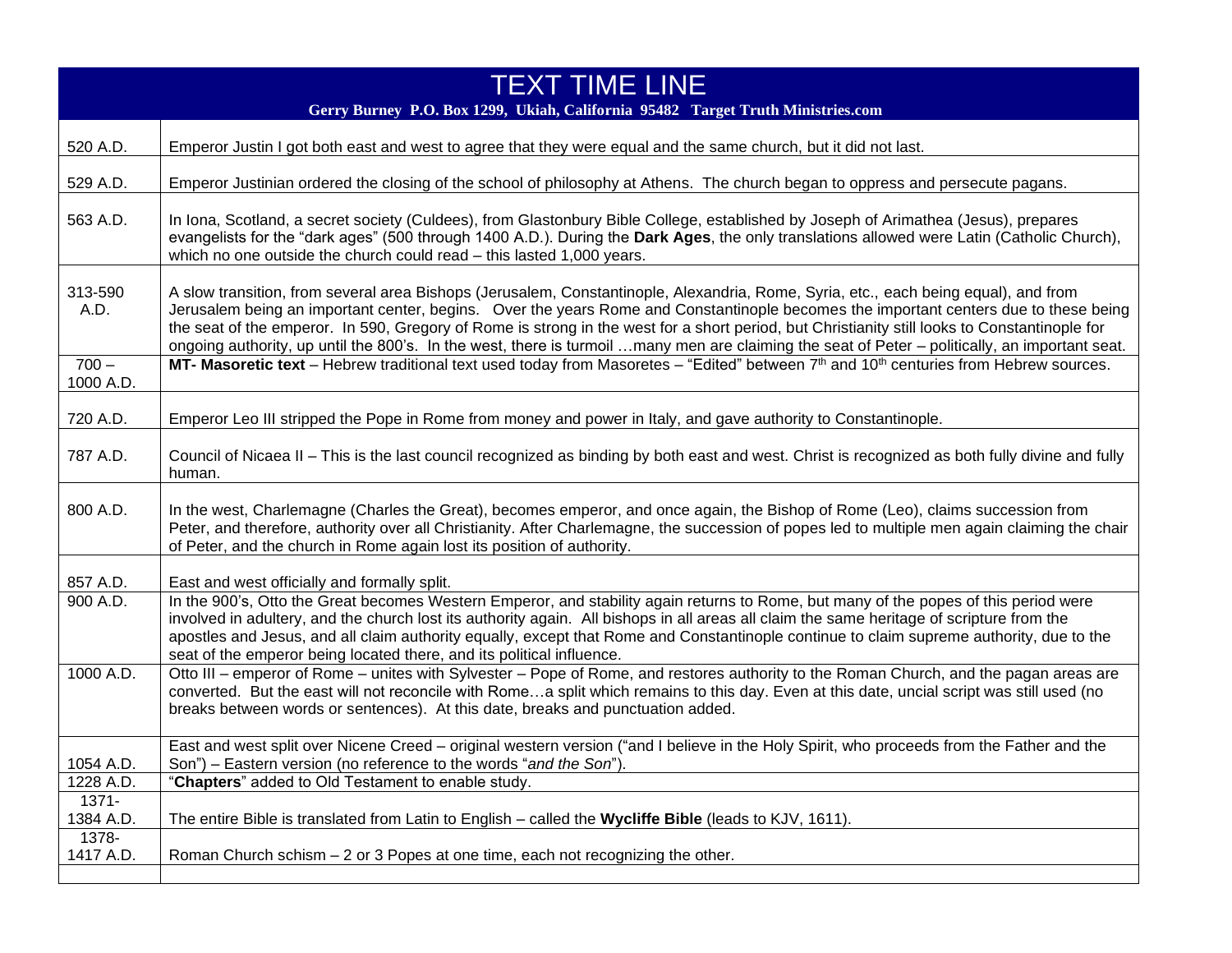# TEXT TIME LINE

**Gerry Burney P.O. Box 1299, Ukiah, California 95482 Target Truth Ministries.com**

| Date | Event |
|---|---|
| 520 A.D. | Emperor Justin I got both east and west to agree that they were equal and the same church, but it did not last. |
| 529 A.D. | Emperor Justinian ordered the closing of the school of philosophy at Athens. The church began to oppress and persecute pagans. |
| 563 A.D. | In Iona, Scotland, a secret society (Culdees), from Glastonbury Bible College, established by Joseph of Arimathea (Jesus), prepares evangelists for the "dark ages" (500 through 1400 A.D.). During the **Dark Ages**, the only translations allowed were Latin (Catholic Church), which no one outside the church could read – this lasted 1,000 years. |
| 313-590 A.D. | A slow transition, from several area Bishops (Jerusalem, Constantinople, Alexandria, Rome, Syria, etc., each being equal), and from Jerusalem being an important center, begins. Over the years Rome and Constantinople becomes the important centers due to these being the seat of the emperor. In 590, Gregory of Rome is strong in the west for a short period, but Christianity still looks to Constantinople for ongoing authority, up until the 800's. In the west, there is turmoil …many men are claiming the seat of Peter – politically, an important seat. |
| 700 – 1000 A.D. | **MT- Masoretic text** – Hebrew traditional text used today from Masoretes – "Edited" between 7th and 10th centuries from Hebrew sources. |
| 720 A.D. | Emperor Leo III stripped the Pope in Rome from money and power in Italy, and gave authority to Constantinople. |
| 787 A.D. | Council of Nicaea II – This is the last council recognized as binding by both east and west. Christ is recognized as both fully divine and fully human. |
| 800 A.D. | In the west, Charlemagne (Charles the Great), becomes emperor, and once again, the Bishop of Rome (Leo), claims succession from Peter, and therefore, authority over all Christianity. After Charlemagne, the succession of popes led to multiple men again claiming the chair of Peter, and the church in Rome again lost its position of authority. |
| 857 A.D. | East and west officially and formally split. |
| 900 A.D. | In the 900's, Otto the Great becomes Western Emperor, and stability again returns to Rome, but many of the popes of this period were involved in adultery, and the church lost its authority again. All bishops in all areas all claim the same heritage of scripture from the apostles and Jesus, and all claim authority equally, except that Rome and Constantinople continue to claim supreme authority, due to the seat of the emperor being located there, and its political influence. |
| 1000 A.D. | Otto III – emperor of Rome – unites with Sylvester – Pope of Rome, and restores authority to the Roman Church, and the pagan areas are converted. But the east will not reconcile with Rome…a split which remains to this day. Even at this date, uncial script was still used (no breaks between words or sentences). At this date, breaks and punctuation added. |
| 1054 A.D. | East and west split over Nicene Creed – original western version ("and I believe in the Holy Spirit, who proceeds from the Father and the Son") – Eastern version (no reference to the words "*and the Son*"). |
| 1228 A.D. | "**Chapters**" added to Old Testament to enable study. |
| 1371-1384 A.D. | The entire Bible is translated from Latin to English – called the **Wycliffe Bible** (leads to KJV, 1611). |
| 1378-1417 A.D. | Roman Church schism – 2 or 3 Popes at one time, each not recognizing the other. |
| | |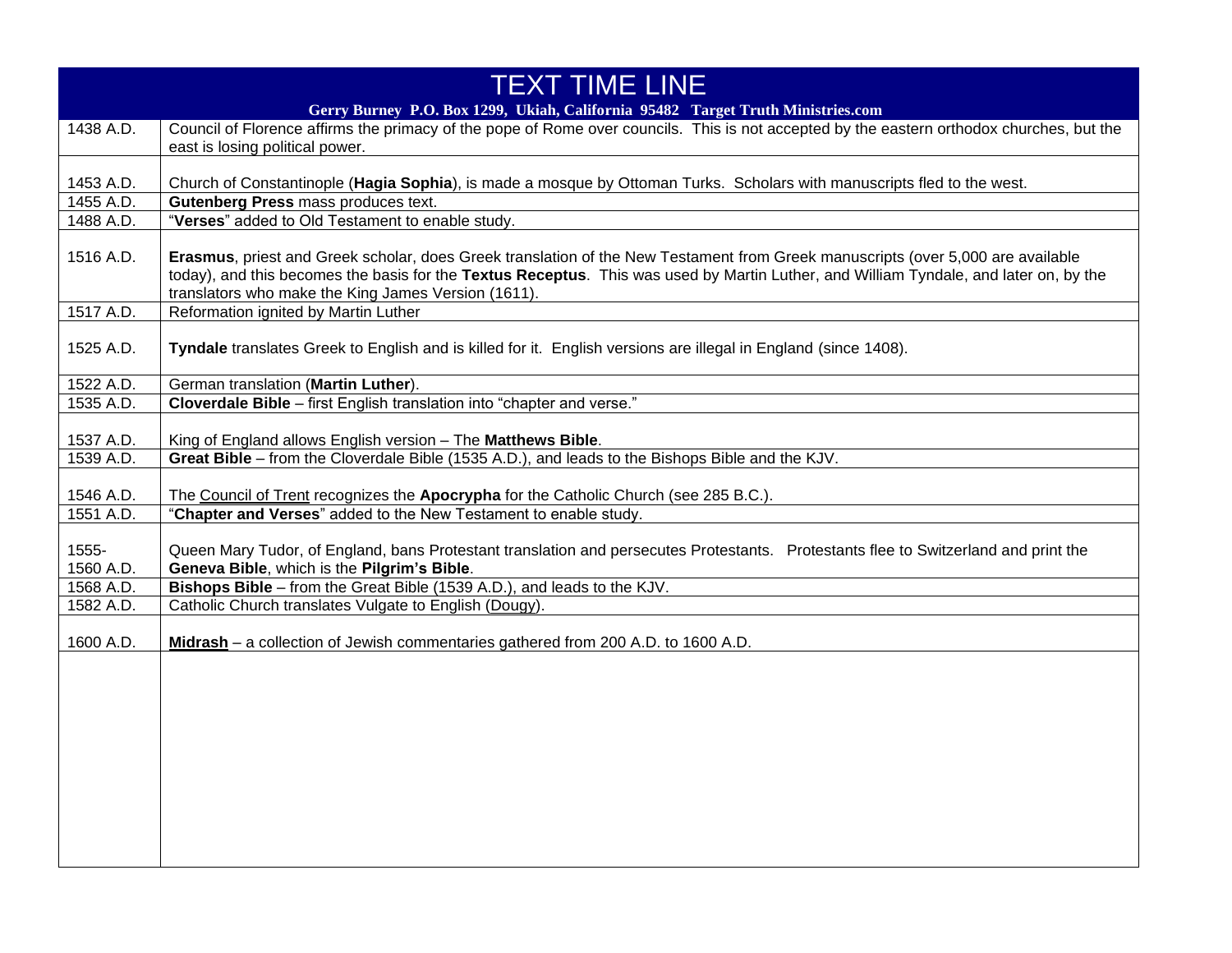# TEXT TIME LINE

**Gerry Burney P.O. Box 1299, Ukiah, California 95482 Target Truth Ministries.com**

| | |
|---|---|
| 1438 A.D. | Council of Florence affirms the primacy of the pope of Rome over councils. This is not accepted by the eastern orthodox churches, but the east is losing political power. |
| 1453 A.D. | Church of Constantinople (**Hagia Sophia**), is made a mosque by Ottoman Turks. Scholars with manuscripts fled to the west. |
| 1455 A.D. | **Gutenberg Press** mass produces text. |
| 1488 A.D. | "**Verses**" added to Old Testament to enable study. |
| 1516 A.D. | **Erasmus**, priest and Greek scholar, does Greek translation of the New Testament from Greek manuscripts (over 5,000 are available today), and this becomes the basis for the **Textus Receptus**. This was used by Martin Luther, and William Tyndale, and later on, by the translators who make the King James Version (1611). |
| 1517 A.D. | Reformation ignited by Martin Luther |
| 1525 A.D. | **Tyndale** translates Greek to English and is killed for it. English versions are illegal in England (since 1408). |
| 1522 A.D. | German translation (**Martin Luther**). |
| 1535 A.D. | **Cloverdale Bible** – first English translation into "chapter and verse." |
| 1537 A.D. | King of England allows English version – The **Matthews Bible**. |
| 1539 A.D. | **Great Bible** – from the Cloverdale Bible (1535 A.D.), and leads to the Bishops Bible and the KJV. |
| 1546 A.D. | The Council of Trent recognizes the **Apocrypha** for the Catholic Church (see 285 B.C.). |
| 1551 A.D. | "**Chapter and Verses**" added to the New Testament to enable study. |
| 1555-1560 A.D. | Queen Mary Tudor, of England, bans Protestant translation and persecutes Protestants. Protestants flee to Switzerland and print the **Geneva Bible**, which is the **Pilgrim's Bible**. |
| 1568 A.D. | **Bishops Bible** – from the Great Bible (1539 A.D.), and leads to the KJV. |
| 1582 A.D. | Catholic Church translates Vulgate to English (Dougy). |
| 1600 A.D. | **Midrash** – a collection of Jewish commentaries gathered from 200 A.D. to 1600 A.D. |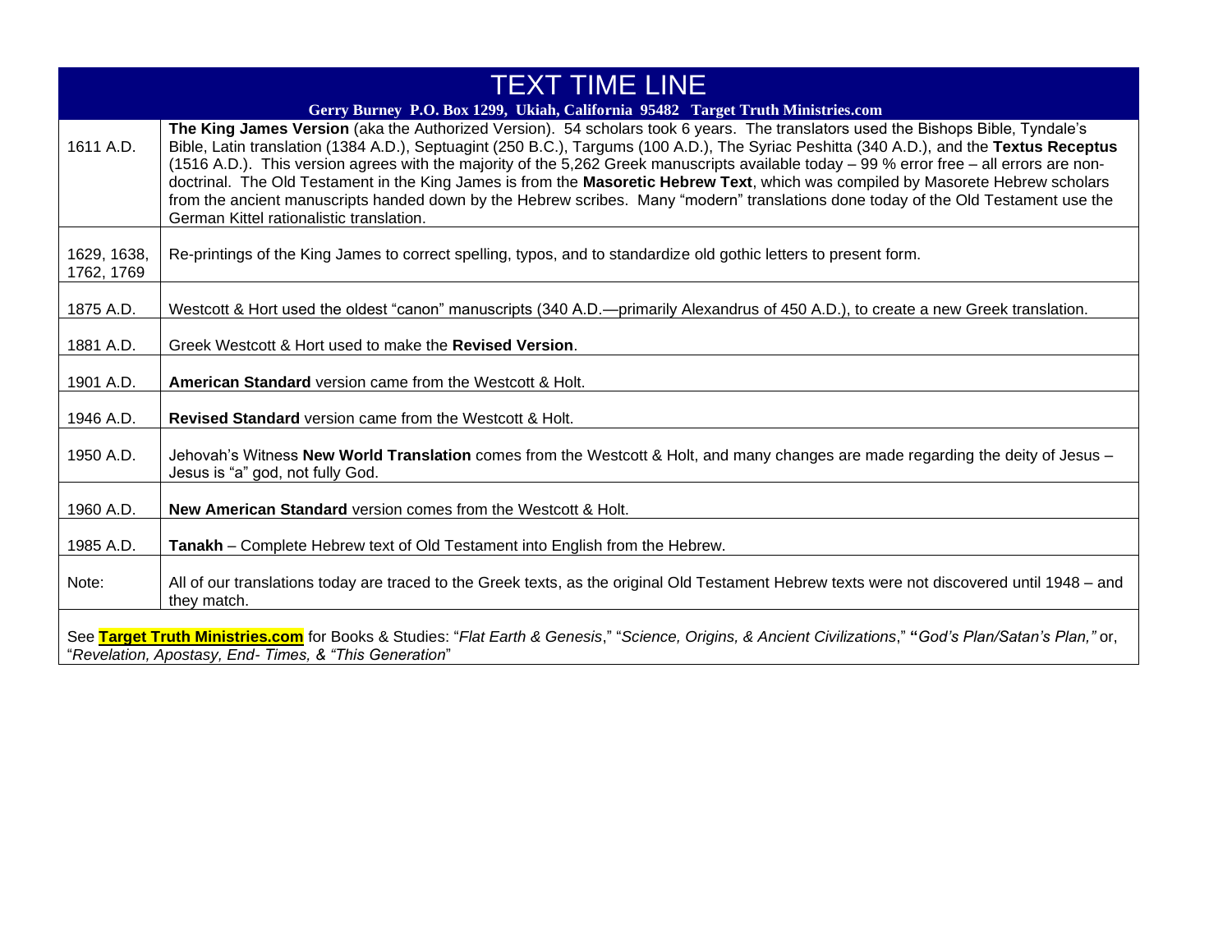# TEXT TIME LINE

**Gerry Burney P.O. Box 1299, Ukiah, California 95482 Target Truth Ministries.com**

| | |
|---|---|
| 1611 A.D. | **The King James Version** (aka the Authorized Version). 54 scholars took 6 years. The translators used the Bishops Bible, Tyndale's Bible, Latin translation (1384 A.D.), Septuagint (250 B.C.), Targums (100 A.D.), The Syriac Peshitta (340 A.D.), and the **Textus Receptus** (1516 A.D.). This version agrees with the majority of the 5,262 Greek manuscripts available today – 99 % error free – all errors are non-doctrinal. The Old Testament in the King James is from the **Masoretic Hebrew Text**, which was compiled by Masorete Hebrew scholars from the ancient manuscripts handed down by the Hebrew scribes. Many "modern" translations done today of the Old Testament use the German Kittel rationalistic translation. |
| 1629, 1638, 1762, 1769 | Re-printings of the King James to correct spelling, typos, and to standardize old gothic letters to present form. |
| 1875 A.D. | Westcott & Hort used the oldest "canon" manuscripts (340 A.D.—primarily Alexandrus of 450 A.D.), to create a new Greek translation. |
| 1881 A.D. | Greek Westcott & Hort used to make the **Revised Version**. |
| 1901 A.D. | **American Standard** version came from the Westcott & Holt. |
| 1946 A.D. | **Revised Standard** version came from the Westcott & Holt. |
| 1950 A.D. | Jehovah's Witness **New World Translation** comes from the Westcott & Holt, and many changes are made regarding the deity of Jesus – Jesus is "a" god, not fully God. |
| 1960 A.D. | **New American Standard** version comes from the Westcott & Holt. |
| 1985 A.D. | **Tanakh** – Complete Hebrew text of Old Testament into English from the Hebrew. |
| Note: | All of our translations today are traced to the Greek texts, as the original Old Testament Hebrew texts were not discovered until 1948 – and they match. |

See **Target Truth Ministries.com** for Books & Studies: "*Flat Earth & Genesis*," "*Science, Origins, & Ancient Civilizations*," **"***God's Plan/Satan's Plan,"* or, "*Revelation, Apostasy, End- Times, & "This Generation*"